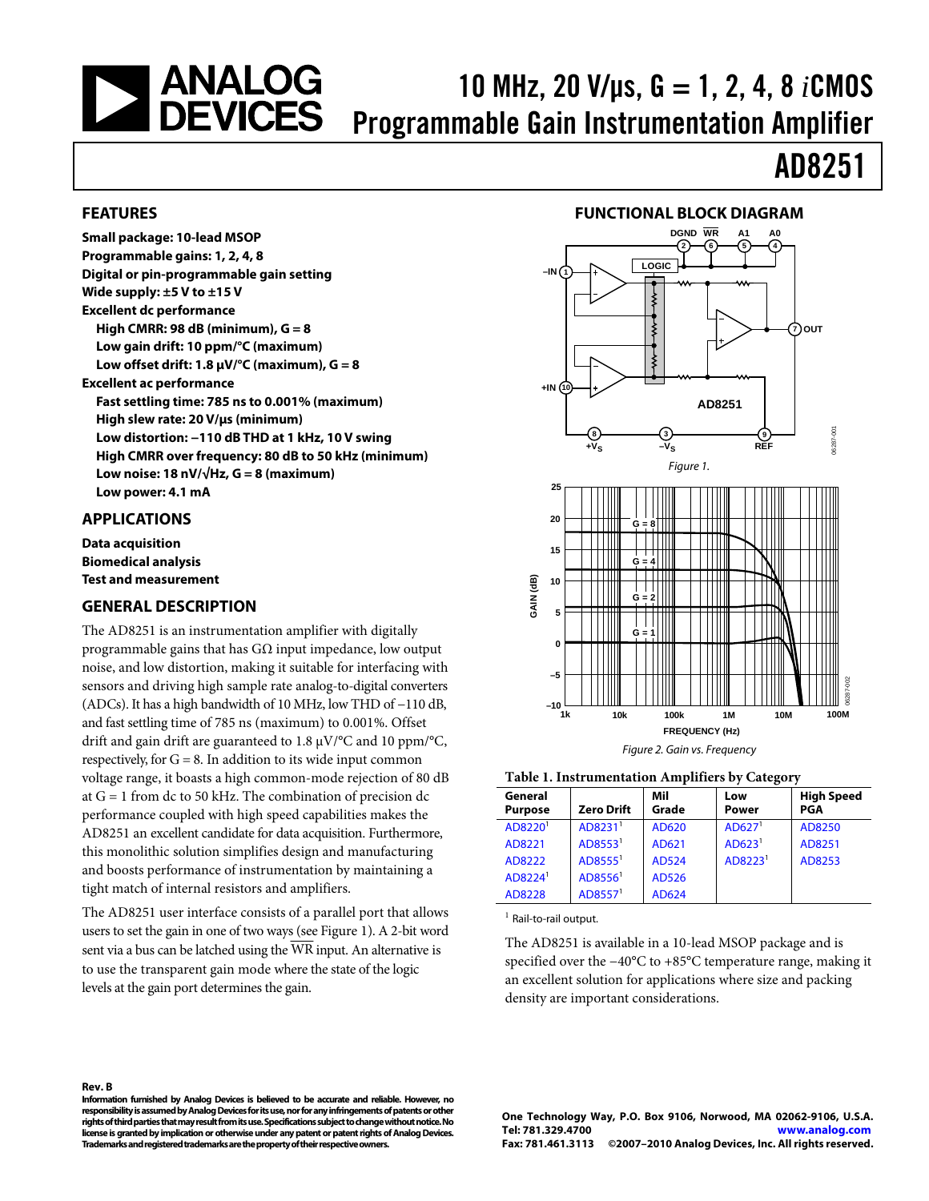# 10 MHz, 20 V/μs, G = 1, 2, 4, 8 *i*CMOS Programmable Gain Instrumentation Amplifier

# AD8251

## FEATURES

**Small package: 10-lead MSOP**
**Programmable gains: 1, 2, 4, 8**
**Digital or pin-programmable gain setting**
**Wide supply: ±5 V to ±15 V**
**Excellent dc performance**
- **High CMRR: 98 dB (minimum), G = 8**
- **Low gain drift: 10 ppm/°C (maximum)**
- **Low offset drift: 1.8 μV/°C (maximum), G = 8**

**Excellent ac performance**
- **Fast settling time: 785 ns to 0.001% (maximum)**
- **High slew rate: 20 V/μs (minimum)**
- **Low distortion: −110 dB THD at 1 kHz, 10 V swing**
- **High CMRR over frequency: 80 dB to 50 kHz (minimum)**
- **Low noise: 18 nV/√Hz, G = 8 (maximum)**
- **Low power: 4.1 mA**

## APPLICATIONS

**Data acquisition**
**Biomedical analysis**
**Test and measurement**

## GENERAL DESCRIPTION

The AD8251 is an instrumentation amplifier with digitally programmable gains that has GΩ input impedance, low output noise, and low distortion, making it suitable for interfacing with sensors and driving high sample rate analog-to-digital converters (ADCs). It has a high bandwidth of 10 MHz, low THD of −110 dB, and fast settling time of 785 ns (maximum) to 0.001%. Offset drift and gain drift are guaranteed to 1.8 μV/°C and 10 ppm/°C, respectively, for G = 8. In addition to its wide input common voltage range, it boasts a high common-mode rejection of 80 dB at G = 1 from dc to 50 kHz. The combination of precision dc performance coupled with high speed capabilities makes the AD8251 an excellent candidate for data acquisition. Furthermore, this monolithic solution simplifies design and manufacturing and boosts performance of instrumentation by maintaining a tight match of internal resistors and amplifiers.

The AD8251 user interface consists of a parallel port that allows users to set the gain in one of two ways (see Figure 1). A 2-bit word sent via a bus can be latched using the $\overline{WR}$ input. An alternative is to use the transparent gain mode where the state of the logic levels at the gain port determines the gain.

## FUNCTIONAL BLOCK DIAGRAM

*Figure 1.*

*Figure 2. Gain vs. Frequency*

**Table 1. Instrumentation Amplifiers by Category**

| General Purpose | Zero Drift | Mil Grade | Low Power | High Speed PGA |
|---|---|---|---|---|
| AD8220[1] | AD8231[1] | AD620 | AD627[1] | AD8250 |
| AD8221 | AD8553[1] | AD621 | AD623[1] | AD8251 |
| AD8222 | AD8555[1] | AD524 | AD8223[1] | AD8253 |
| AD8224[1] | AD8556[1] | AD526 | | |
| AD8228 | AD8557[1] | AD624 | | |

[1] Rail-to-rail output.

The AD8251 is available in a 10-lead MSOP package and is specified over the −40°C to +85°C temperature range, making it an excellent solution for applications where size and packing density are important considerations.

**Rev. B**
**Information furnished by Analog Devices is believed to be accurate and reliable. However, no responsibility is assumed by Analog Devices for its use, nor for any infringements of patents or other rights of third parties that may result from its use. Specifications subject to change without notice. No license is granted by implication or otherwise under any patent or patent rights of Analog Devices. Trademarks and registered trademarks are the property of their respective owners.**

**One Technology Way, P.O. Box 9106, Norwood, MA 02062-9106, U.S.A.**
**Tel: 781.329.4700 www.analog.com**
**Fax: 781.461.3113 ©2007–2010 Analog Devices, Inc. All rights reserved.**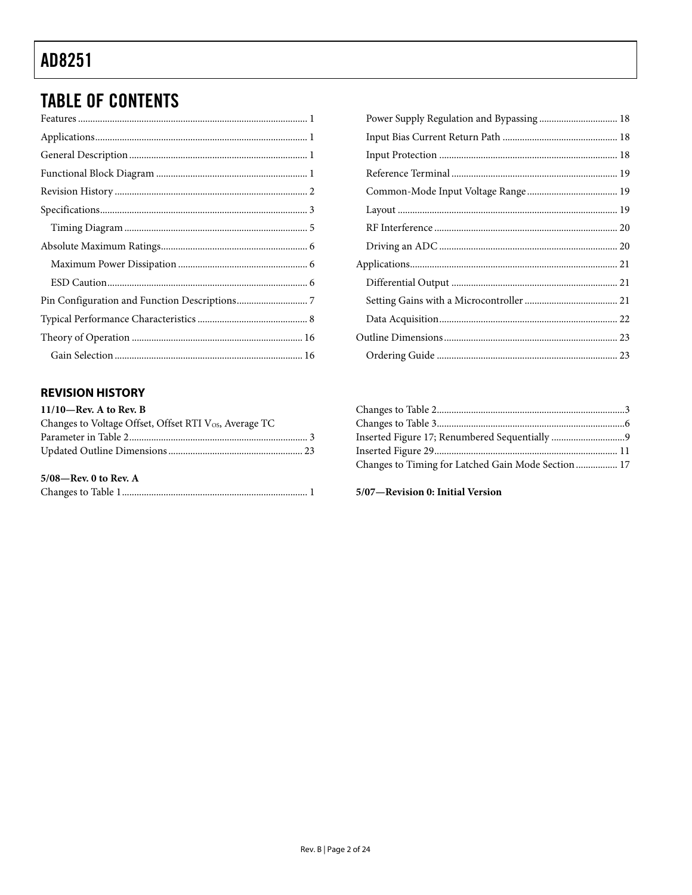# TABLE OF CONTENTS

Features ............................................................................................ 1
Applications....................................................................................... 1
General Description ......................................................................... 1
Functional Block Diagram .............................................................. 1
Revision History ............................................................................... 2
Specifications..................................................................................... 3
 Timing Diagram ........................................................................... 5
Absolute Maximum Ratings............................................................ 6
 Maximum Power Dissipation ..................................................... 6
 ESD Caution.................................................................................. 6
Pin Configuration and Function Descriptions............................. 7
Typical Performance Characteristics ............................................. 8
Theory of Operation ...................................................................... 16
 Gain Selection ............................................................................. 16
 Power Supply Regulation and Bypassing ................................ 18
 Input Bias Current Return Path ............................................... 18
 Input Protection ......................................................................... 18
 Reference Terminal .................................................................... 19
 Common-Mode Input Voltage Range ..................................... 19
 Layout .......................................................................................... 19
 RF Interference ........................................................................... 20
 Driving an ADC ......................................................................... 20
Applications..................................................................................... 21
 Differential Output .................................................................... 21
 Setting Gains with a Microcontroller ...................................... 21
 Data Acquisition......................................................................... 22
Outline Dimensions ....................................................................... 23
 Ordering Guide .......................................................................... 23

## REVISION HISTORY

**11/10—Rev. A to Rev. B**

Changes to Voltage Offset, Offset RTI $V_{OS}$, Average TC Parameter in Table 2.......................................................................... 3
Updated Outline Dimensions ....................................................... 23

**5/08—Rev. 0 to Rev. A**

Changes to Table 1............................................................................ 1
Changes to Table 2............................................................................3
Changes to Table 3............................................................................6
Inserted Figure 17; Renumbered Sequentially ..............................9
Inserted Figure 29........................................................................... 11
Changes to Timing for Latched Gain Mode Section ................. 17

**5/07—Revision 0: Initial Version**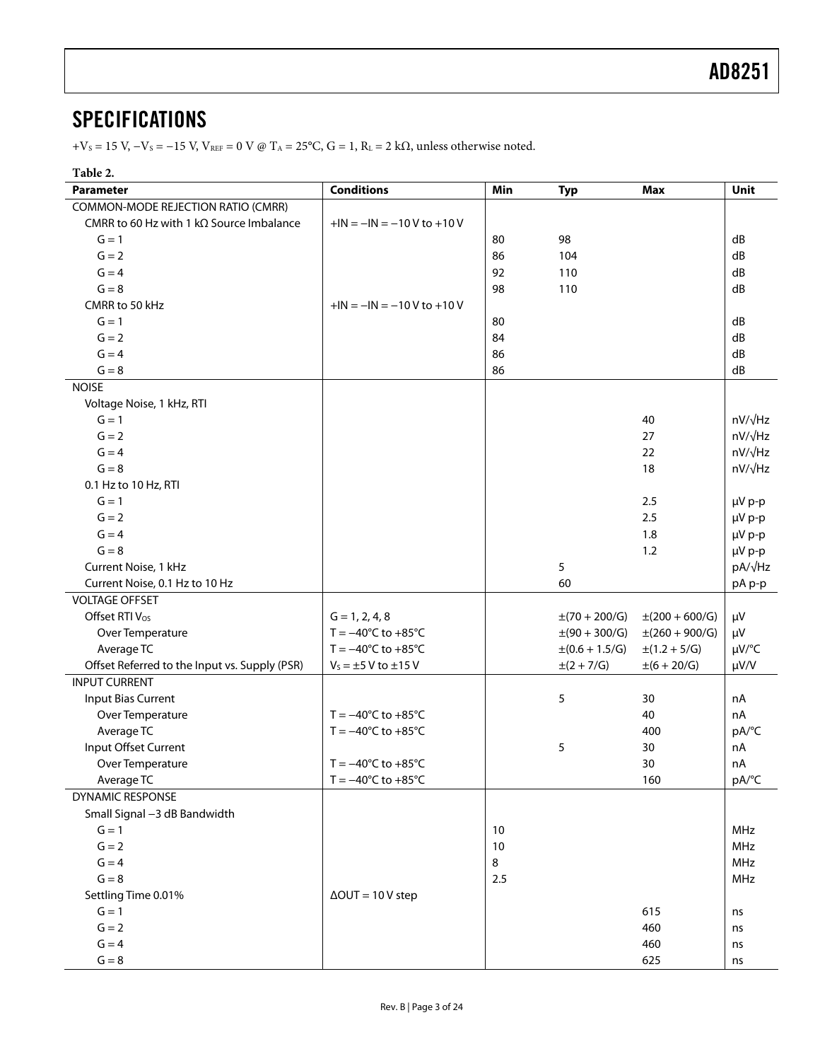## SPECIFICATIONS

$+V_S = 15$ V, $-V_S = -15$ V, $V_{REF} = 0$ V @ $T_A = 25°C$, G = 1, $R_L = 2$ kΩ, unless otherwise noted.

**Table 2.**

| Parameter | Conditions | Min | Typ | Max | Unit |
|---|---|---|---|---|---|
| COMMON-MODE REJECTION RATIO (CMRR) | | | | | |
| CMRR to 60 Hz with 1 kΩ Source Imbalance | +IN = −IN = −10 V to +10 V | | | | |
| G = 1 | | 80 | 98 | | dB |
| G = 2 | | 86 | 104 | | dB |
| G = 4 | | 92 | 110 | | dB |
| G = 8 | | 98 | 110 | | dB |
| CMRR to 50 kHz | +IN = −IN = −10 V to +10 V | | | | |
| G = 1 | | 80 | | | dB |
| G = 2 | | 84 | | | dB |
| G = 4 | | 86 | | | dB |
| G = 8 | | 86 | | | dB |
| NOISE | | | | | |
| Voltage Noise, 1 kHz, RTI | | | | | |
| G = 1 | | | | 40 | nV/√Hz |
| G = 2 | | | | 27 | nV/√Hz |
| G = 4 | | | | 22 | nV/√Hz |
| G = 8 | | | | 18 | nV/√Hz |
| 0.1 Hz to 10 Hz, RTI | | | | | |
| G = 1 | | | | 2.5 | μV p-p |
| G = 2 | | | | 2.5 | μV p-p |
| G = 4 | | | | 1.8 | μV p-p |
| G = 8 | | | | 1.2 | μV p-p |
| Current Noise, 1 kHz | | | 5 | | pA/√Hz |
| Current Noise, 0.1 Hz to 10 Hz | | | 60 | | pA p-p |
| VOLTAGE OFFSET | | | | | |
| Offset RTI $V_{OS}$ | G = 1, 2, 4, 8 | | ±(70 + 200/G) | ±(200 + 600/G) | μV |
| Over Temperature | T = −40°C to +85°C | | ±(90 + 300/G) | ±(260 + 900/G) | μV |
| Average TC | T = −40°C to +85°C | | ±(0.6 + 1.5/G) | ±(1.2 + 5/G) | μV/°C |
| Offset Referred to the Input vs. Supply (PSR) | $V_S$ = ±5 V to ±15 V | | ±(2 + 7/G) | ±(6 + 20/G) | μV/V |
| INPUT CURRENT | | | | | |
| Input Bias Current | | | 5 | 30 | nA |
| Over Temperature | T = −40°C to +85°C | | | 40 | nA |
| Average TC | T = −40°C to +85°C | | | 400 | pA/°C |
| Input Offset Current | | | 5 | 30 | nA |
| Over Temperature | T = −40°C to +85°C | | | 30 | nA |
| Average TC | T = −40°C to +85°C | | | 160 | pA/°C |
| DYNAMIC RESPONSE | | | | | |
| Small Signal −3 dB Bandwidth | | | | | |
| G = 1 | | 10 | | | MHz |
| G = 2 | | 10 | | | MHz |
| G = 4 | | 8 | | | MHz |
| G = 8 | | 2.5 | | | MHz |
| Settling Time 0.01% | ΔOUT = 10 V step | | | | |
| G = 1 | | | | 615 | ns |
| G = 2 | | | | 460 | ns |
| G = 4 | | | | 460 | ns |
| G = 8 | | | | 625 | ns |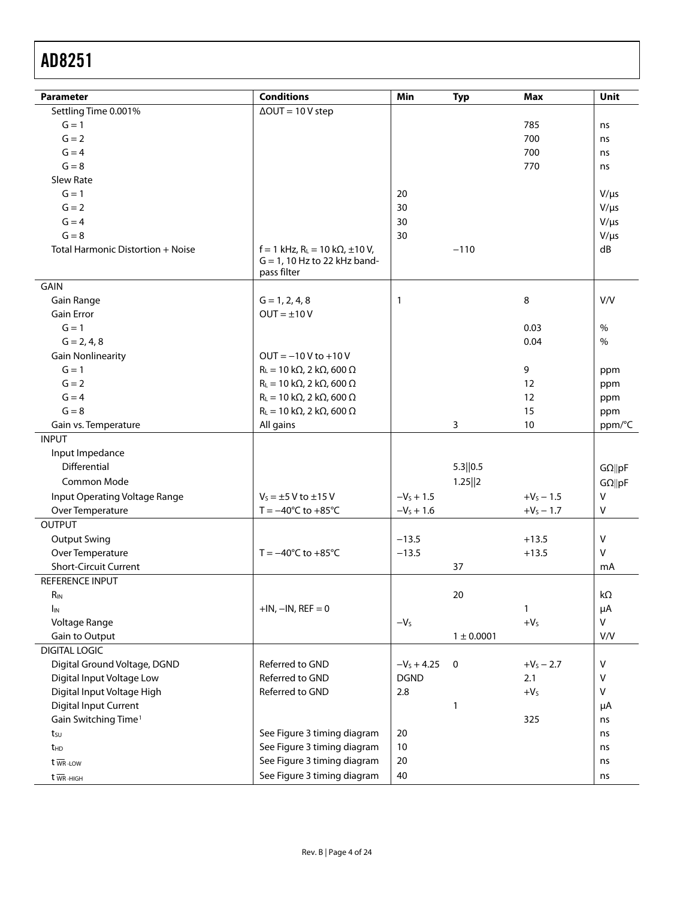| Parameter | Conditions | Min | Typ | Max | Unit |
|---|---|---|---|---|---|
| Settling Time 0.001% | ΔOUT = 10 V step | | | | |
| G = 1 | | | | 785 | ns |
| G = 2 | | | | 700 | ns |
| G = 4 | | | | 700 | ns |
| G = 8 | | | | 770 | ns |
| Slew Rate | | | | | |
| G = 1 | | 20 | | | V/μs |
| G = 2 | | 30 | | | V/μs |
| G = 4 | | 30 | | | V/μs |
| G = 8 | | 30 | | | V/μs |
| Total Harmonic Distortion + Noise | f = 1 kHz, $R_L$ = 10 kΩ, ±10 V, G = 1, 10 Hz to 22 kHz band-pass filter | | −110 | | dB |
| GAIN | | | | | |
| Gain Range | G = 1, 2, 4, 8 | 1 | | 8 | V/V |
| Gain Error | OUT = ±10 V | | | | |
| G = 1 | | | | 0.03 | % |
| G = 2, 4, 8 | | | | 0.04 | % |
| Gain Nonlinearity | OUT = −10 V to +10 V | | | | |
| G = 1 | $R_L$ = 10 kΩ, 2 kΩ, 600 Ω | | | 9 | ppm |
| G = 2 | $R_L$ = 10 kΩ, 2 kΩ, 600 Ω | | | 12 | ppm |
| G = 4 | $R_L$ = 10 kΩ, 2 kΩ, 600 Ω | | | 12 | ppm |
| G = 8 | $R_L$ = 10 kΩ, 2 kΩ, 600 Ω | | | 15 | ppm |
| Gain vs. Temperature | All gains | | 3 | 10 | ppm/°C |
| INPUT | | | | | |
| Input Impedance | | | | | |
| Differential | | | 5.3‖0.5 | | GΩ‖pF |
| Common Mode | | | 1.25‖2 | | GΩ‖pF |
| Input Operating Voltage Range | $V_S$ = ±5 V to ±15 V | $-V_S + 1.5$ | | $+V_S - 1.5$ | V |
| Over Temperature | T = −40°C to +85°C | $-V_S + 1.6$ | | $+V_S - 1.7$ | V |
| OUTPUT | | | | | |
| Output Swing | | −13.5 | | +13.5 | V |
| Over Temperature | T = −40°C to +85°C | −13.5 | | +13.5 | V |
| Short-Circuit Current | | | 37 | | mA |
| REFERENCE INPUT | | | | | |
| $R_{IN}$ | | | 20 | | kΩ |
| $I_{IN}$ | +IN, −IN, REF = 0 | | | 1 | μA |
| Voltage Range | | $-V_S$ | | $+V_S$ | V |
| Gain to Output | | | 1 ± 0.0001 | | V/V |
| DIGITAL LOGIC | | | | | |
| Digital Ground Voltage, DGND | Referred to GND | $-V_S + 4.25$ | 0 | $+V_S - 2.7$ | V |
| Digital Input Voltage Low | Referred to GND | DGND | | 2.1 | V |
| Digital Input Voltage High | Referred to GND | 2.8 | | $+V_S$ | V |
| Digital Input Current | | | 1 | | μA |
| Gain Switching Time[1] | | | | 325 | ns |
| $t_{SU}$ | See Figure 3 timing diagram | 20 | | | ns |
| $t_{HD}$ | See Figure 3 timing diagram | 10 | | | ns |
| $t_{\overline{WR}\text{-LOW}}$ | See Figure 3 timing diagram | 20 | | | ns |
| $t_{\overline{WR}\text{-HIGH}}$ | See Figure 3 timing diagram | 40 | | | ns |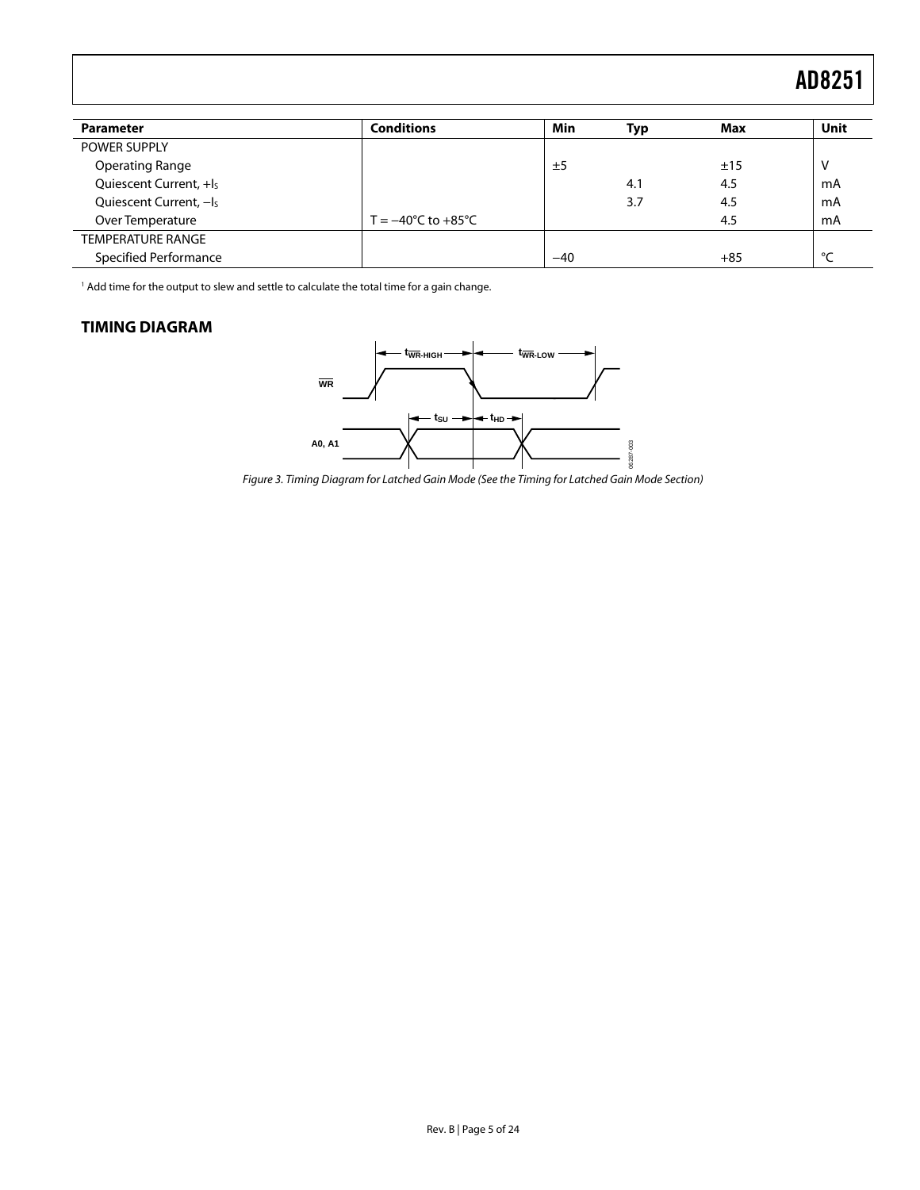| Parameter | Conditions | Min | Typ | Max | Unit |
| --- | --- | --- | --- | --- | --- |
| POWER SUPPLY | | | | | |
| Operating Range | | ±5 | | ±15 | V |
| Quiescent Current, $+I_S$ | | | 4.1 | 4.5 | mA |
| Quiescent Current, $-I_S$ | | | 3.7 | 4.5 | mA |
| Over Temperature | T = −40°C to +85°C | | | 4.5 | mA |
| TEMPERATURE RANGE | | | | | |
| Specified Performance | | −40 | | +85 | °C |

[1] Add time for the output to slew and settle to calculate the total time for a gain change.

## TIMING DIAGRAM

*Figure 3. Timing Diagram for Latched Gain Mode (See the Timing for Latched Gain Mode Section)*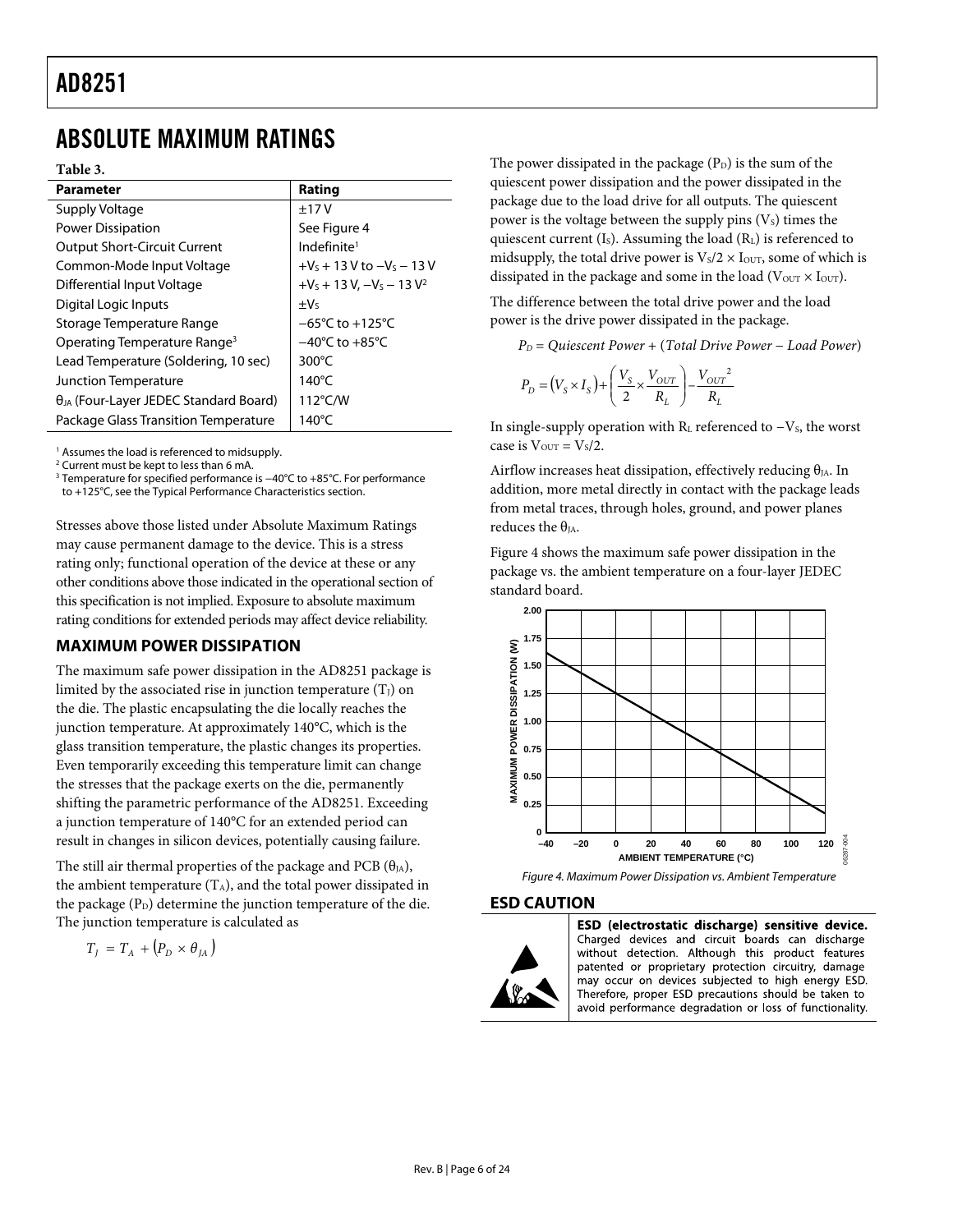# ABSOLUTE MAXIMUM RATINGS

**Table 3.**

| Parameter | Rating |
|---|---|
| Supply Voltage | ±17 V |
| Power Dissipation | See Figure 4 |
| Output Short-Circuit Current | Indefinite[1] |
| Common-Mode Input Voltage | $+V_S$ + 13 V to $-V_S$ − 13 V |
| Differential Input Voltage | $+V_S$ + 13 V, $-V_S$ − 13 V[2] |
| Digital Logic Inputs | $\pm V_S$ |
| Storage Temperature Range | −65°C to +125°C |
| Operating Temperature Range[3] | −40°C to +85°C |
| Lead Temperature (Soldering, 10 sec) | 300°C |
| Junction Temperature | 140°C |
| $\theta_{JA}$ (Four-Layer JEDEC Standard Board) | 112°C/W |
| Package Glass Transition Temperature | 140°C |

[1] Assumes the load is referenced to midsupply.
[2] Current must be kept to less than 6 mA.
[3] Temperature for specified performance is −40°C to +85°C. For performance to +125°C, see the Typical Performance Characteristics section.

Stresses above those listed under Absolute Maximum Ratings may cause permanent damage to the device. This is a stress rating only; functional operation of the device at these or any other conditions above those indicated in the operational section of this specification is not implied. Exposure to absolute maximum rating conditions for extended periods may affect device reliability.

## MAXIMUM POWER DISSIPATION

The maximum safe power dissipation in the AD8251 package is limited by the associated rise in junction temperature ($T_J$) on the die. The plastic encapsulating the die locally reaches the junction temperature. At approximately 140°C, which is the glass transition temperature, the plastic changes its properties. Even temporarily exceeding this temperature limit can change the stresses that the package exerts on the die, permanently shifting the parametric performance of the AD8251. Exceeding a junction temperature of 140°C for an extended period can result in changes in silicon devices, potentially causing failure.

The still air thermal properties of the package and PCB ($\theta_{JA}$), the ambient temperature ($T_A$), and the total power dissipated in the package ($P_D$) determine the junction temperature of the die. The junction temperature is calculated as

$$T_J = T_A + (P_D \times \theta_{JA})$$

The power dissipated in the package ($P_D$) is the sum of the quiescent power dissipation and the power dissipated in the package due to the load drive for all outputs. The quiescent power is the voltage between the supply pins ($V_S$) times the quiescent current ($I_S$). Assuming the load ($R_L$) is referenced to midsupply, the total drive power is $V_S/2 \times I_{OUT}$, some of which is dissipated in the package and some in the load ($V_{OUT} \times I_{OUT}$).

The difference between the total drive power and the load power is the drive power dissipated in the package.

$$P_D = \textit{Quiescent Power} + (\textit{Total Drive Power} - \textit{Load Power})$$

$$P_D = (V_S \times I_S) + \left(\frac{V_S}{2} \times \frac{V_{OUT}}{R_L}\right) - \frac{{V_{OUT}}^2}{R_L}$$

In single-supply operation with $R_L$ referenced to $-V_S$, the worst case is $V_{OUT} = V_S/2$.

Airflow increases heat dissipation, effectively reducing $\theta_{JA}$. In addition, more metal directly in contact with the package leads from metal traces, through holes, ground, and power planes reduces the $\theta_{JA}$.

Figure 4 shows the maximum safe power dissipation in the package vs. the ambient temperature on a four-layer JEDEC standard board.

*Figure 4. Maximum Power Dissipation vs. Ambient Temperature*

## ESD CAUTION

**ESD (electrostatic discharge) sensitive device.** Charged devices and circuit boards can discharge without detection. Although this product features patented or proprietary protection circuitry, damage may occur on devices subjected to high energy ESD. Therefore, proper ESD precautions should be taken to avoid performance degradation or loss of functionality.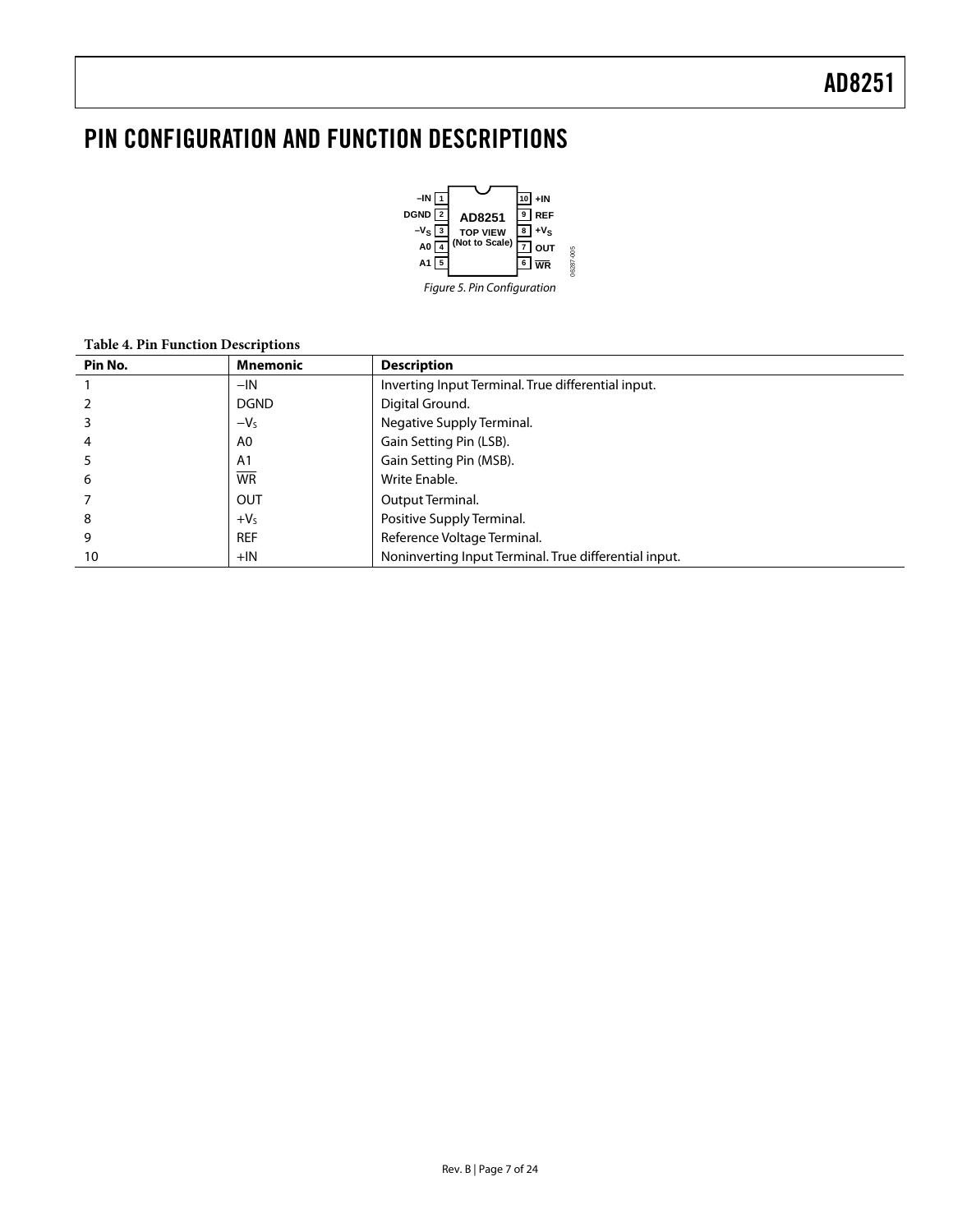# PIN CONFIGURATION AND FUNCTION DESCRIPTIONS

Figure 5. Pin Configuration

**Table 4. Pin Function Descriptions**

| Pin No. | Mnemonic | Description |
|---|---|---|
| 1 | −IN | Inverting Input Terminal. True differential input. |
| 2 | DGND | Digital Ground. |
| 3 | $-V_S$ | Negative Supply Terminal. |
| 4 | A0 | Gain Setting Pin (LSB). |
| 5 | A1 | Gain Setting Pin (MSB). |
| 6 | $\overline{\text{WR}}$ | Write Enable. |
| 7 | OUT | Output Terminal. |
| 8 | $+V_S$ | Positive Supply Terminal. |
| 9 | REF | Reference Voltage Terminal. |
| 10 | +IN | Noninverting Input Terminal. True differential input. |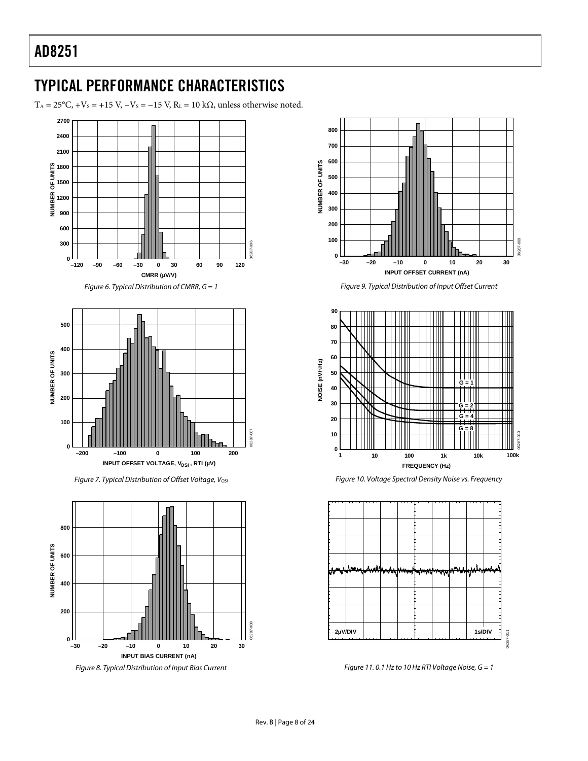## TYPICAL PERFORMANCE CHARACTERISTICS

$T_A$ = 25°C, $+V_S$ = +15 V, $−V_S$ = −15 V, $R_L$ = 10 kΩ, unless otherwise noted.

*Figure 6. Typical Distribution of CMRR, G = 1*

*Figure 7. Typical Distribution of Offset Voltage, $V_{OSI}$*

*Figure 8. Typical Distribution of Input Bias Current*

*Figure 9. Typical Distribution of Input Offset Current*

*Figure 10. Voltage Spectral Density Noise vs. Frequency*

*Figure 11. 0.1 Hz to 10 Hz RTI Voltage Noise, G = 1*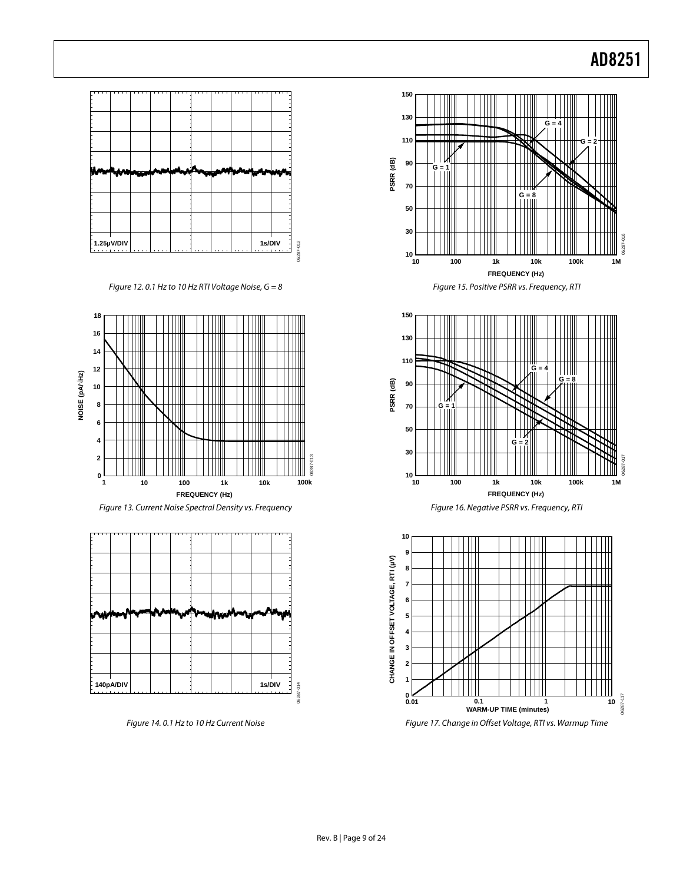*Figure 12. 0.1 Hz to 10 Hz RTI Voltage Noise, G = 8*

*Figure 13. Current Noise Spectral Density vs. Frequency*

*Figure 14. 0.1 Hz to 10 Hz Current Noise*

*Figure 15. Positive PSRR vs. Frequency, RTI*

*Figure 16. Negative PSRR vs. Frequency, RTI*

*Figure 17. Change in Offset Voltage, RTI vs. Warmup Time*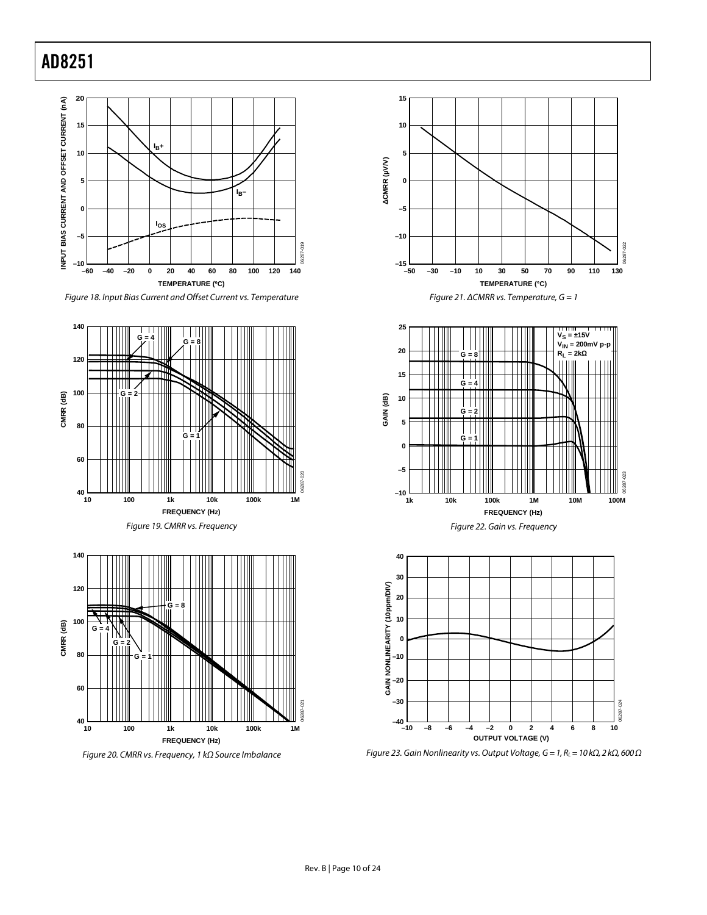Figure 18. Input Bias Current and Offset Current vs. Temperature

Figure 19. CMRR vs. Frequency

Figure 20. CMRR vs. Frequency, 1 kΩ Source Imbalance

Figure 21. ΔCMRR vs. Temperature, G = 1

Figure 22. Gain vs. Frequency

Figure 23. Gain Nonlinearity vs. Output Voltage, G = 1, $R_L$ = 10 kΩ, 2 kΩ, 600 Ω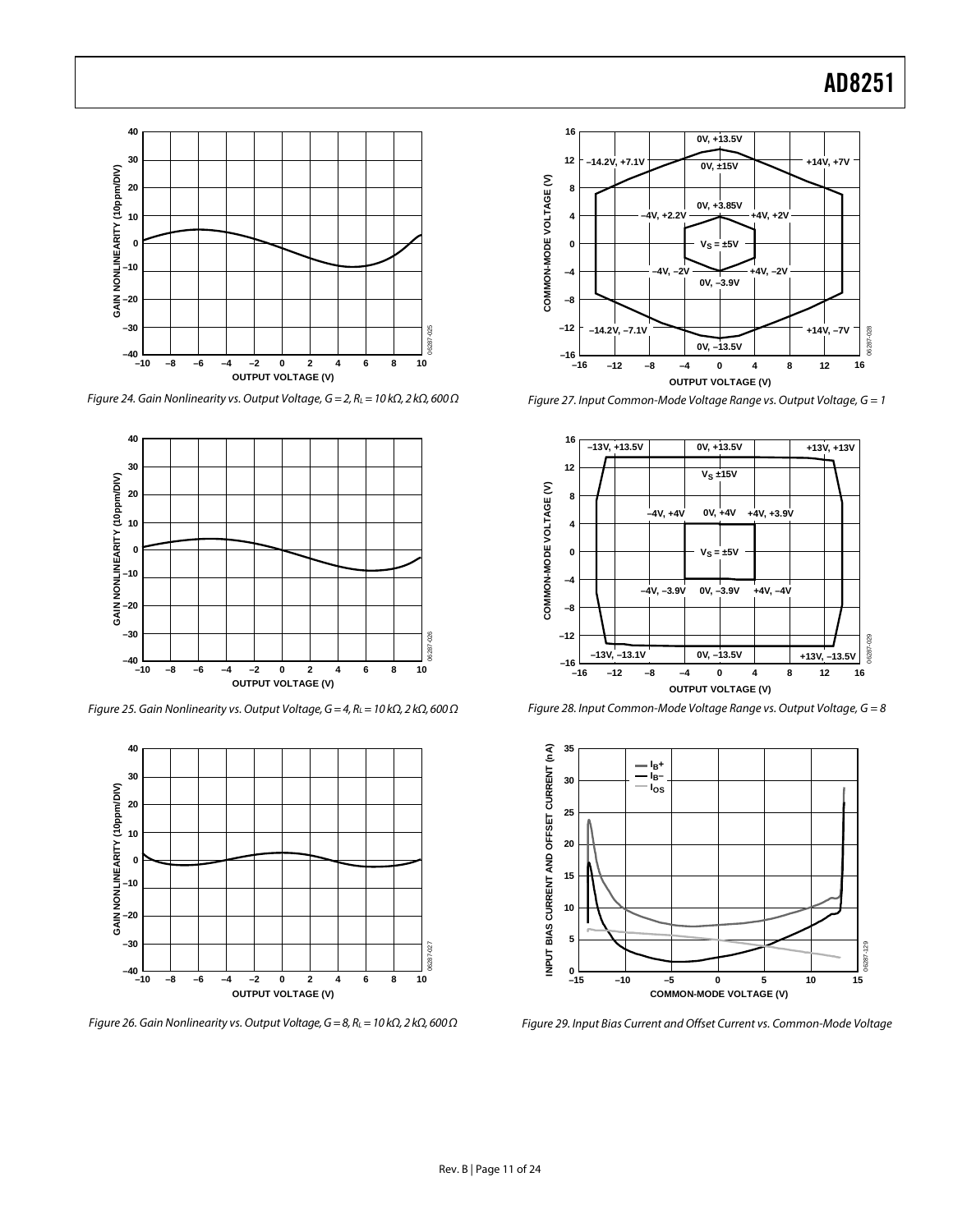Figure 24. Gain Nonlinearity vs. Output Voltage, G = 2, $R_L$ = 10 kΩ, 2 kΩ, 600 Ω

Figure 25. Gain Nonlinearity vs. Output Voltage, G = 4, $R_L$ = 10 kΩ, 2 kΩ, 600 Ω

Figure 26. Gain Nonlinearity vs. Output Voltage, G = 8, $R_L$ = 10 kΩ, 2 kΩ, 600 Ω

Figure 27. Input Common-Mode Voltage Range vs. Output Voltage, G = 1

Figure 28. Input Common-Mode Voltage Range vs. Output Voltage, G = 8

Figure 29. Input Bias Current and Offset Current vs. Common-Mode Voltage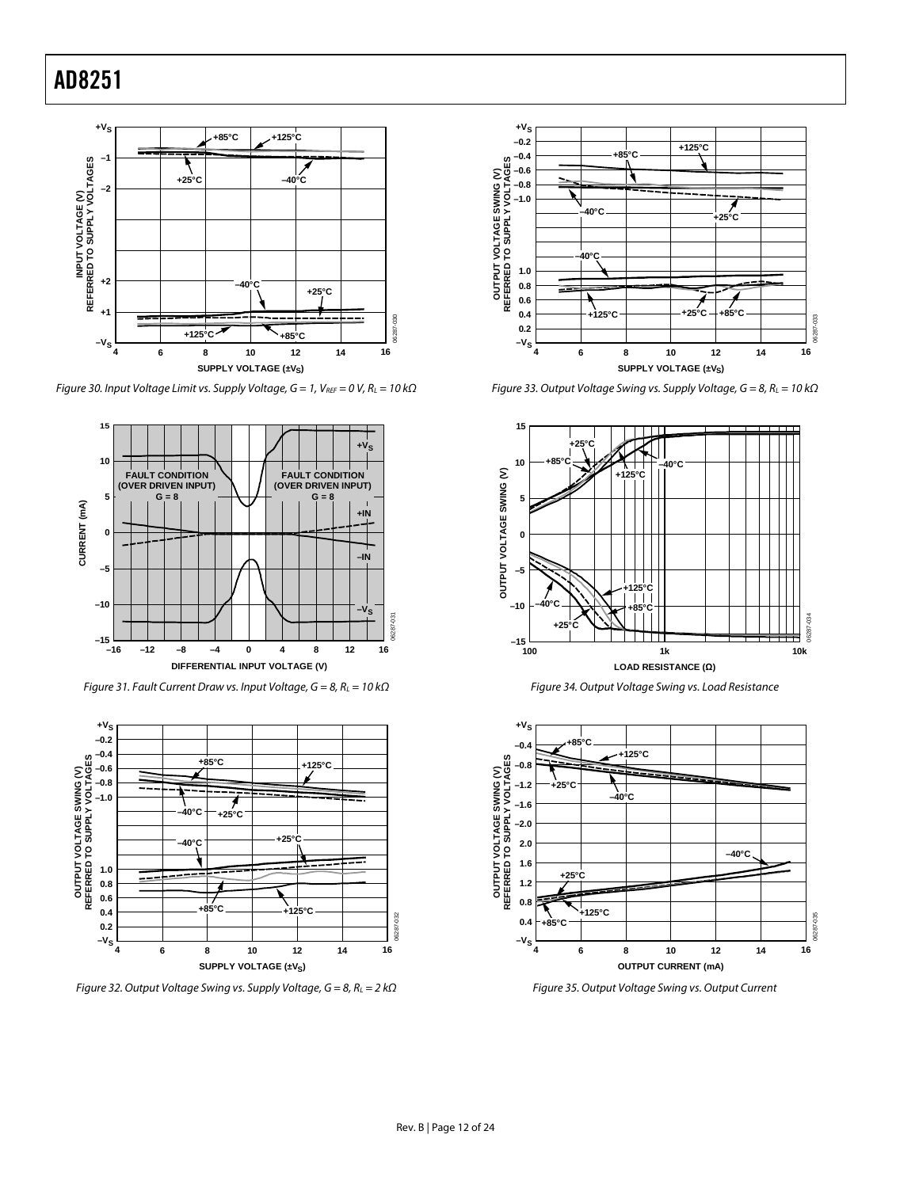Figure 30. Input Voltage Limit vs. Supply Voltage, G = 1, $V_{REF}$ = 0 V, $R_L$ = 10 kΩ

Figure 31. Fault Current Draw vs. Input Voltage, G = 8, $R_L$ = 10 kΩ

Figure 32. Output Voltage Swing vs. Supply Voltage, G = 8, $R_L$ = 2 kΩ

Figure 33. Output Voltage Swing vs. Supply Voltage, G = 8, $R_L$ = 10 kΩ

Figure 34. Output Voltage Swing vs. Load Resistance

Figure 35. Output Voltage Swing vs. Output Current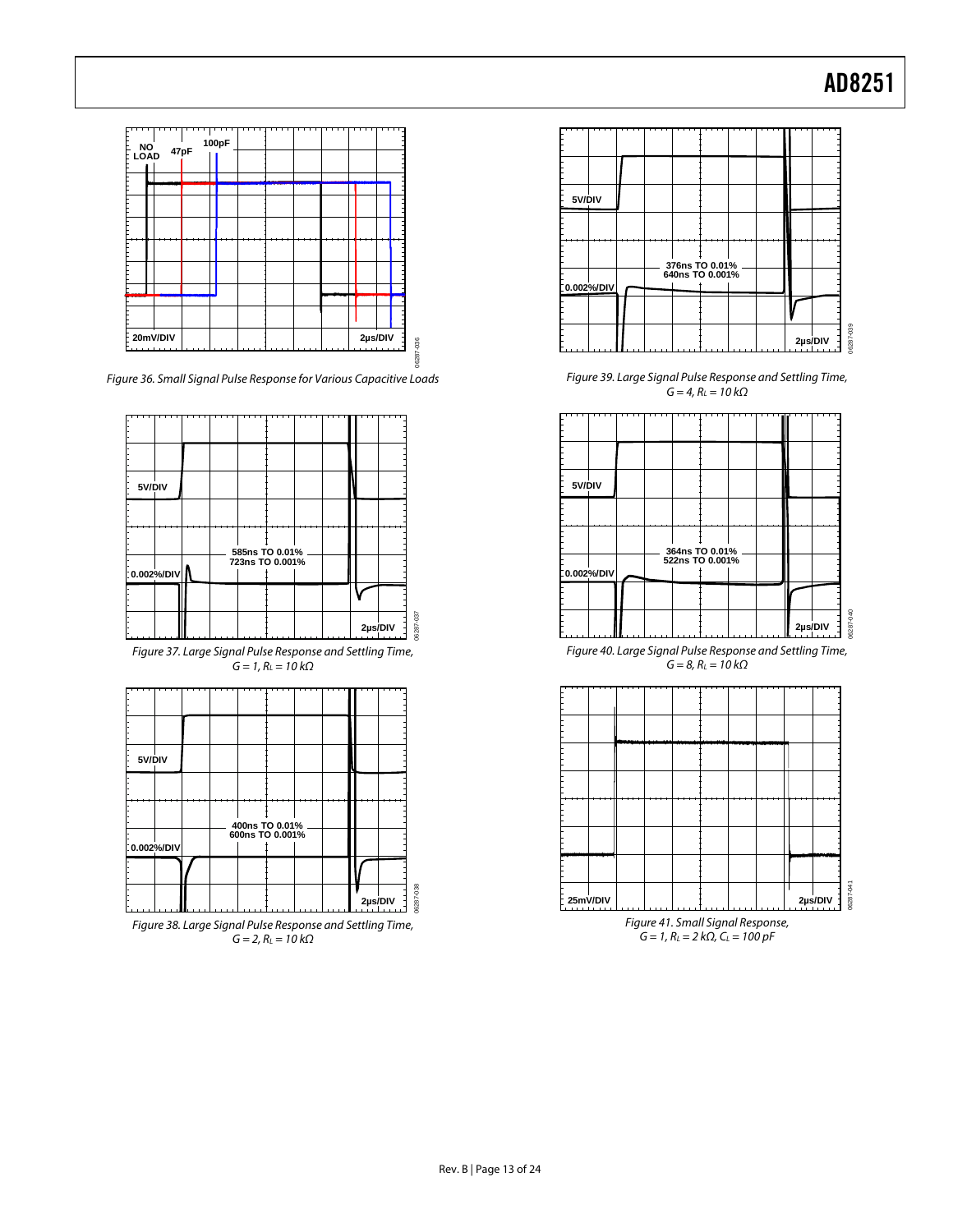Figure 36. Small Signal Pulse Response for Various Capacitive Loads

Figure 37. Large Signal Pulse Response and Settling Time, $G = 1$, $R_L = 10\ k\Omega$

Figure 38. Large Signal Pulse Response and Settling Time, $G = 2$, $R_L = 10\ k\Omega$

Figure 39. Large Signal Pulse Response and Settling Time, $G = 4$, $R_L = 10\ k\Omega$

Figure 40. Large Signal Pulse Response and Settling Time, $G = 8$, $R_L = 10\ k\Omega$

Figure 41. Small Signal Response, $G = 1$, $R_L = 2\ k\Omega$, $C_L = 100\ pF$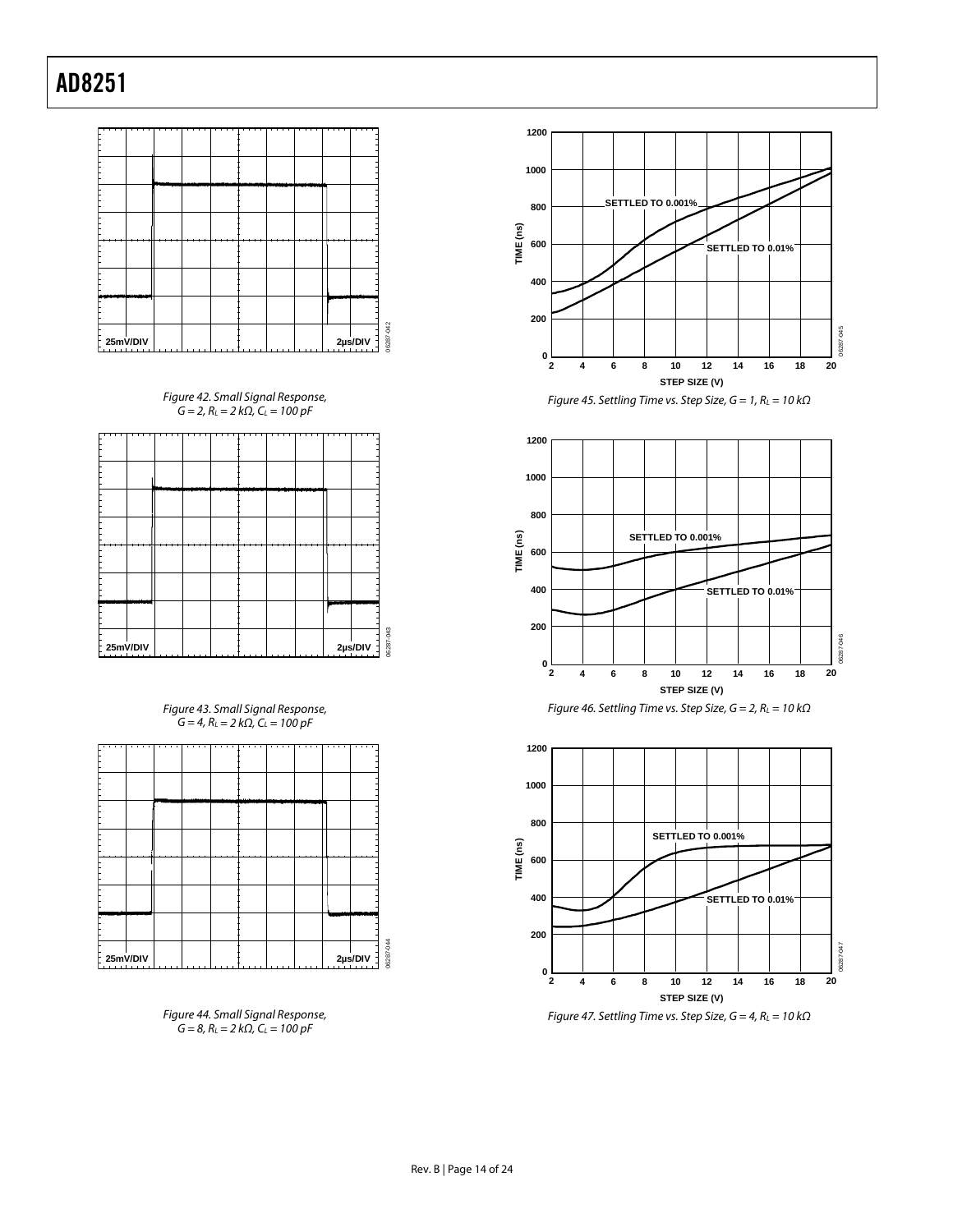Figure 42. Small Signal Response, $G = 2$, $R_L = 2\ k\Omega$, $C_L = 100\ pF$

Figure 43. Small Signal Response, $G = 4$, $R_L = 2\ k\Omega$, $C_L = 100\ pF$

Figure 44. Small Signal Response, $G = 8$, $R_L = 2\ k\Omega$, $C_L = 100\ pF$

Figure 45. Settling Time vs. Step Size, $G = 1$, $R_L = 10\ k\Omega$

Figure 46. Settling Time vs. Step Size, $G = 2$, $R_L = 10\ k\Omega$

Figure 47. Settling Time vs. Step Size, $G = 4$, $R_L = 10\ k\Omega$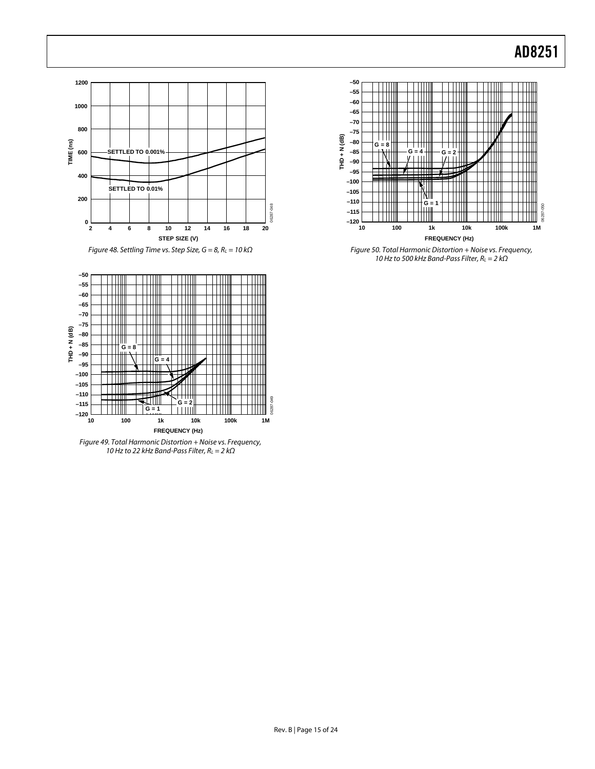Figure 48. Settling Time vs. Step Size, G = 8, $R_L$ = 10 kΩ

Figure 49. Total Harmonic Distortion + Noise vs. Frequency, 10 Hz to 22 kHz Band-Pass Filter, $R_L$ = 2 kΩ

Figure 50. Total Harmonic Distortion + Noise vs. Frequency, 10 Hz to 500 kHz Band-Pass Filter, $R_L$ = 2 kΩ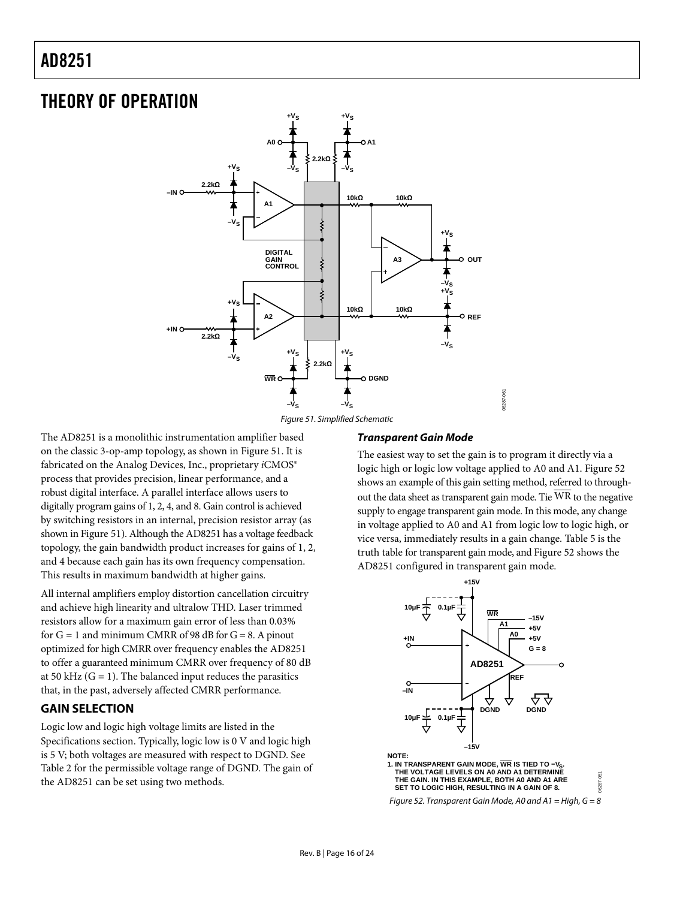# THEORY OF OPERATION

Figure 51. Simplified Schematic

The AD8251 is a monolithic instrumentation amplifier based on the classic 3-op-amp topology, as shown in Figure 51. It is fabricated on the Analog Devices, Inc., proprietary *i*CMOS® process that provides precision, linear performance, and a robust digital interface. A parallel interface allows users to digitally program gains of 1, 2, 4, and 8. Gain control is achieved by switching resistors in an internal, precision resistor array (as shown in Figure 51). Although the AD8251 has a voltage feedback topology, the gain bandwidth product increases for gains of 1, 2, and 4 because each gain has its own frequency compensation. This results in maximum bandwidth at higher gains.

All internal amplifiers employ distortion cancellation circuitry and achieve high linearity and ultralow THD. Laser trimmed resistors allow for a maximum gain error of less than 0.03% for G = 1 and minimum CMRR of 98 dB for G = 8. A pinout optimized for high CMRR over frequency enables the AD8251 to offer a guaranteed minimum CMRR over frequency of 80 dB at 50 kHz (G = 1). The balanced input reduces the parasitics that, in the past, adversely affected CMRR performance.

## GAIN SELECTION

Logic low and logic high voltage limits are listed in the Specifications section. Typically, logic low is 0 V and logic high is 5 V; both voltages are measured with respect to DGND. See Table 2 for the permissible voltage range of DGND. The gain of the AD8251 can be set using two methods.

### *Transparent Gain Mode*

The easiest way to set the gain is to program it directly via a logic high or logic low voltage applied to A0 and A1. Figure 52 shows an example of this gain setting method, referred to throughout the data sheet as transparent gain mode. Tie $\overline{WR}$ to the negative supply to engage transparent gain mode. In this mode, any change in voltage applied to A0 and A1 from logic low to logic high, or vice versa, immediately results in a gain change. Table 5 is the truth table for transparent gain mode, and Figure 52 shows the AD8251 configured in transparent gain mode.

NOTE:
1. IN TRANSPARENT GAIN MODE, $\overline{WR}$ IS TIED TO $-V_S$. THE VOLTAGE LEVELS ON A0 AND A1 DETERMINE THE GAIN. IN THIS EXAMPLE, BOTH A0 AND A1 ARE SET TO LOGIC HIGH, RESULTING IN A GAIN OF 8.

Figure 52. Transparent Gain Mode, A0 and A1 = High, G = 8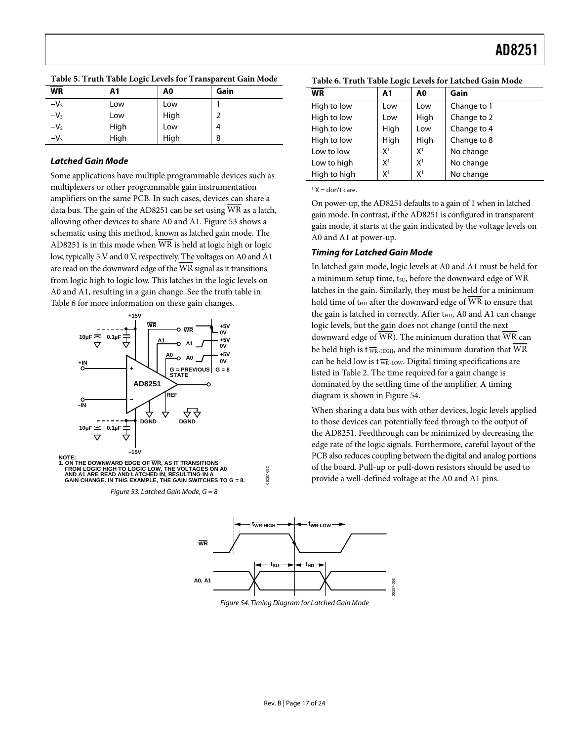**Table 5. Truth Table Logic Levels for Transparent Gain Mode**

| $\overline{WR}$ | A1 | A0 | Gain |
|---|---|---|---|
| $-V_S$ | Low | Low | 1 |
| $-V_S$ | Low | High | 2 |
| $-V_S$ | High | Low | 4 |
| $-V_S$ | High | High | 8 |

### *Latched Gain Mode*

Some applications have multiple programmable devices such as multiplexers or other programmable gain instrumentation amplifiers on the same PCB. In such cases, devices can share a data bus. The gain of the AD8251 can be set using $\overline{WR}$ as a latch, allowing other devices to share A0 and A1. Figure 53 shows a schematic using this method, known as latched gain mode. The AD8251 is in this mode when $\overline{WR}$ is held at logic high or logic low, typically 5 V and 0 V, respectively. The voltages on A0 and A1 are read on the downward edge of the $\overline{WR}$ signal as it transitions from logic high to logic low. This latches in the logic levels on A0 and A1, resulting in a gain change. See the truth table in Table 6 for more information on these gain changes.

NOTE:
1. ON THE DOWNWARD EDGE OF $\overline{WR}$, AS IT TRANSITIONS FROM LOGIC HIGH TO LOGIC LOW, THE VOLTAGES ON A0 AND A1 ARE READ AND LATCHED IN, RESULTING IN A GAIN CHANGE. IN THIS EXAMPLE, THE GAIN SWITCHES TO G = 8.

*Figure 53. Latched Gain Mode, G = 8*

**Table 6. Truth Table Logic Levels for Latched Gain Mode**

| $\overline{WR}$ | A1 | A0 | Gain |
|---|---|---|---|
| High to low | Low | Low | Change to 1 |
| High to low | Low | High | Change to 2 |
| High to low | High | Low | Change to 4 |
| High to low | High | High | Change to 8 |
| Low to low | X[1] | X[1] | No change |
| Low to high | X[1] | X[1] | No change |
| High to high | X[1] | X[1] | No change |

[1] X = don't care.

On power-up, the AD8251 defaults to a gain of 1 when in latched gain mode. In contrast, if the AD8251 is configured in transparent gain mode, it starts at the gain indicated by the voltage levels on A0 and A1 at power-up.

### *Timing for Latched Gain Mode*

In latched gain mode, logic levels at A0 and A1 must be held for a minimum setup time, $t_{SU}$, before the downward edge of $\overline{WR}$ latches in the gain. Similarly, they must be held for a minimum hold time of $t_{HD}$ after the downward edge of $\overline{WR}$ to ensure that the gain is latched in correctly. After $t_{HD}$, A0 and A1 can change logic levels, but the gain does not change (until the next downward edge of $\overline{WR}$). The minimum duration that $\overline{WR}$ can be held high is $t_{\overline{WR}\text{-HIGH}}$, and the minimum duration that $\overline{WR}$ can be held low is $t_{\overline{WR}\text{-LOW}}$. Digital timing specifications are listed in Table 2. The time required for a gain change is dominated by the settling time of the amplifier. A timing diagram is shown in Figure 54.

When sharing a data bus with other devices, logic levels applied to those devices can potentially feed through to the output of the AD8251. Feedthrough can be minimized by decreasing the edge rate of the logic signals. Furthermore, careful layout of the PCB also reduces coupling between the digital and analog portions of the board. Pull-up or pull-down resistors should be used to provide a well-defined voltage at the A0 and A1 pins.

*Figure 54. Timing Diagram for Latched Gain Mode*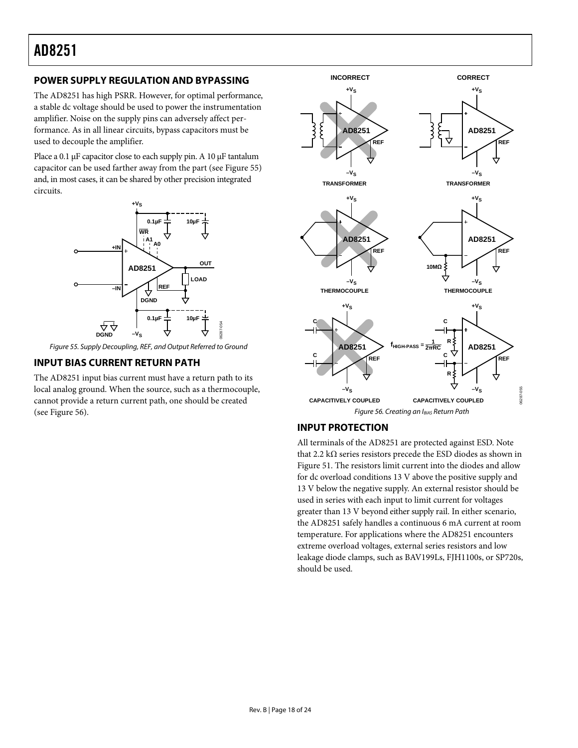## POWER SUPPLY REGULATION AND BYPASSING

The AD8251 has high PSRR. However, for optimal performance, a stable dc voltage should be used to power the instrumentation amplifier. Noise on the supply pins can adversely affect performance. As in all linear circuits, bypass capacitors must be used to decouple the amplifier.

Place a 0.1 µF capacitor close to each supply pin. A 10 µF tantalum capacitor can be used farther away from the part (see Figure 55) and, in most cases, it can be shared by other precision integrated circuits.

*Figure 55. Supply Decoupling, REF, and Output Referred to Ground*

## INPUT BIAS CURRENT RETURN PATH

The AD8251 input bias current must have a return path to its local analog ground. When the source, such as a thermocouple, cannot provide a return current path, one should be created (see Figure 56).

*Figure 56. Creating an $I_{BIAS}$ Return Path*

## INPUT PROTECTION

All terminals of the AD8251 are protected against ESD. Note that 2.2 kΩ series resistors precede the ESD diodes as shown in Figure 51. The resistors limit current into the diodes and allow for dc overload conditions 13 V above the positive supply and 13 V below the negative supply. An external resistor should be used in series with each input to limit current for voltages greater than 13 V beyond either supply rail. In either scenario, the AD8251 safely handles a continuous 6 mA current at room temperature. For applications where the AD8251 encounters extreme overload voltages, external series resistors and low leakage diode clamps, such as BAV199Ls, FJH1100s, or SP720s, should be used.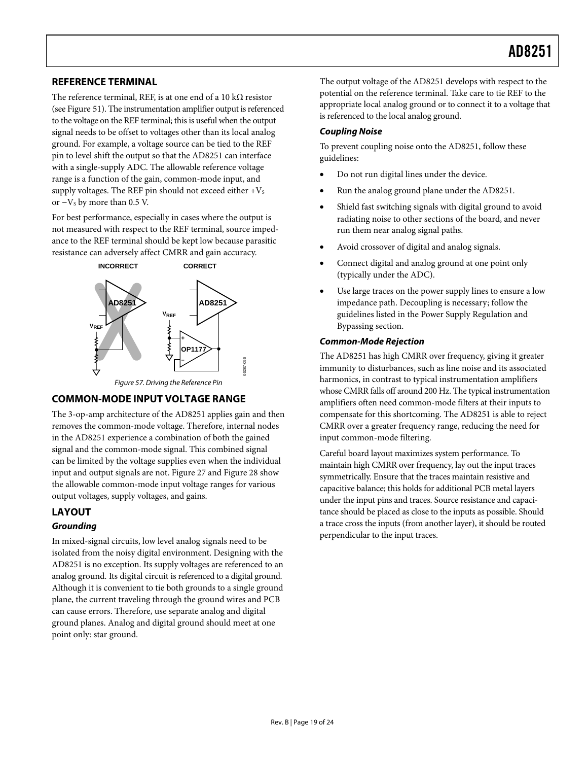## REFERENCE TERMINAL

The reference terminal, REF, is at one end of a 10 kΩ resistor (see Figure 51). The instrumentation amplifier output is referenced to the voltage on the REF terminal; this is useful when the output signal needs to be offset to voltages other than its local analog ground. For example, a voltage source can be tied to the REF pin to level shift the output so that the AD8251 can interface with a single-supply ADC. The allowable reference voltage range is a function of the gain, common-mode input, and supply voltages. The REF pin should not exceed either $+V_S$ or $-V_S$ by more than 0.5 V.

For best performance, especially in cases where the output is not measured with respect to the REF terminal, source impedance to the REF terminal should be kept low because parasitic resistance can adversely affect CMRR and gain accuracy.

Figure 57. Driving the Reference Pin

## COMMON-MODE INPUT VOLTAGE RANGE

The 3-op-amp architecture of the AD8251 applies gain and then removes the common-mode voltage. Therefore, internal nodes in the AD8251 experience a combination of both the gained signal and the common-mode signal. This combined signal can be limited by the voltage supplies even when the individual input and output signals are not. Figure 27 and Figure 28 show the allowable common-mode input voltage ranges for various output voltages, supply voltages, and gains.

## LAYOUT

### *Grounding*

In mixed-signal circuits, low level analog signals need to be isolated from the noisy digital environment. Designing with the AD8251 is no exception. Its supply voltages are referenced to an analog ground. Its digital circuit is referenced to a digital ground. Although it is convenient to tie both grounds to a single ground plane, the current traveling through the ground wires and PCB can cause errors. Therefore, use separate analog and digital ground planes. Analog and digital ground should meet at one point only: star ground.

The output voltage of the AD8251 develops with respect to the potential on the reference terminal. Take care to tie REF to the appropriate local analog ground or to connect it to a voltage that is referenced to the local analog ground.

### *Coupling Noise*

To prevent coupling noise onto the AD8251, follow these guidelines:

- Do not run digital lines under the device.
- Run the analog ground plane under the AD8251.
- Shield fast switching signals with digital ground to avoid radiating noise to other sections of the board, and never run them near analog signal paths.
- Avoid crossover of digital and analog signals.
- Connect digital and analog ground at one point only (typically under the ADC).
- Use large traces on the power supply lines to ensure a low impedance path. Decoupling is necessary; follow the guidelines listed in the Power Supply Regulation and Bypassing section.

### *Common-Mode Rejection*

The AD8251 has high CMRR over frequency, giving it greater immunity to disturbances, such as line noise and its associated harmonics, in contrast to typical instrumentation amplifiers whose CMRR falls off around 200 Hz. The typical instrumentation amplifiers often need common-mode filters at their inputs to compensate for this shortcoming. The AD8251 is able to reject CMRR over a greater frequency range, reducing the need for input common-mode filtering.

Careful board layout maximizes system performance. To maintain high CMRR over frequency, lay out the input traces symmetrically. Ensure that the traces maintain resistive and capacitive balance; this holds for additional PCB metal layers under the input pins and traces. Source resistance and capacitance should be placed as close to the inputs as possible. Should a trace cross the inputs (from another layer), it should be routed perpendicular to the input traces.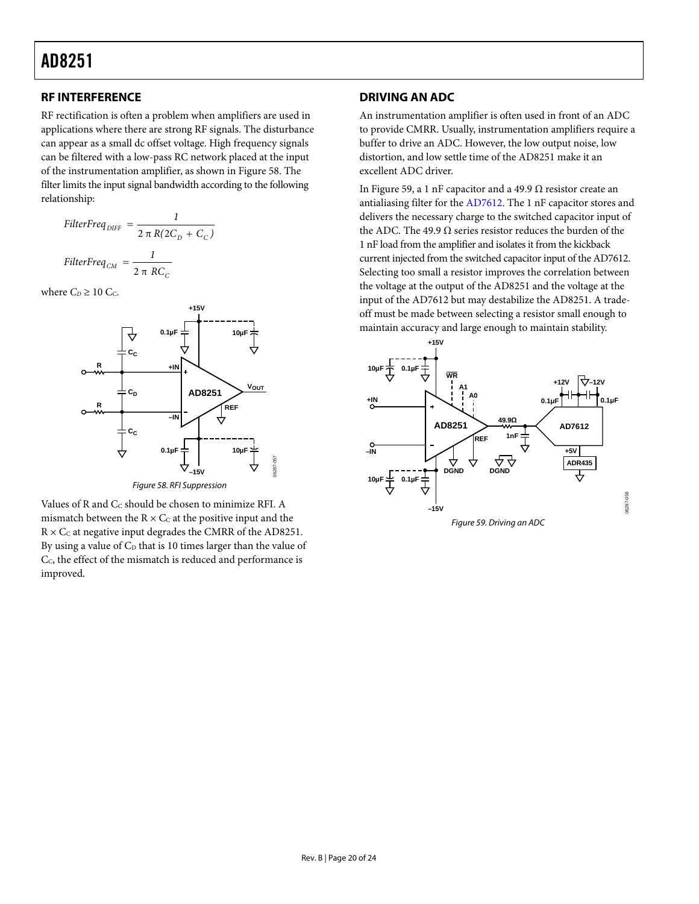## RF INTERFERENCE

RF rectification is often a problem when amplifiers are used in applications where there are strong RF signals. The disturbance can appear as a small dc offset voltage. High frequency signals can be filtered with a low-pass RC network placed at the input of the instrumentation amplifier, as shown in Figure 58. The filter limits the input signal bandwidth according to the following relationship:

$$FilterFreq_{DIFF} = \frac{1}{2\pi R(2C_D + C_C)}$$

$$FilterFreq_{CM} = \frac{1}{2\pi RC_C}$$

where $C_D \geq 10\ C_C$.

Figure 58. RFI Suppression

Values of R and $C_C$ should be chosen to minimize RFI. A mismatch between the R × $C_C$ at the positive input and the R × $C_C$ at negative input degrades the CMRR of the AD8251. By using a value of $C_D$ that is 10 times larger than the value of $C_C$, the effect of the mismatch is reduced and performance is improved.

## DRIVING AN ADC

An instrumentation amplifier is often used in front of an ADC to provide CMRR. Usually, instrumentation amplifiers require a buffer to drive an ADC. However, the low output noise, low distortion, and low settle time of the AD8251 make it an excellent ADC driver.

In Figure 59, a 1 nF capacitor and a 49.9 Ω resistor create an antialiasing filter for the AD7612. The 1 nF capacitor stores and delivers the necessary charge to the switched capacitor input of the ADC. The 49.9 Ω series resistor reduces the burden of the 1 nF load from the amplifier and isolates it from the kickback current injected from the switched capacitor input of the AD7612. Selecting too small a resistor improves the correlation between the voltage at the output of the AD8251 and the voltage at the input of the AD7612 but may destabilize the AD8251. A trade-off must be made between selecting a resistor small enough to maintain accuracy and large enough to maintain stability.

Figure 59. Driving an ADC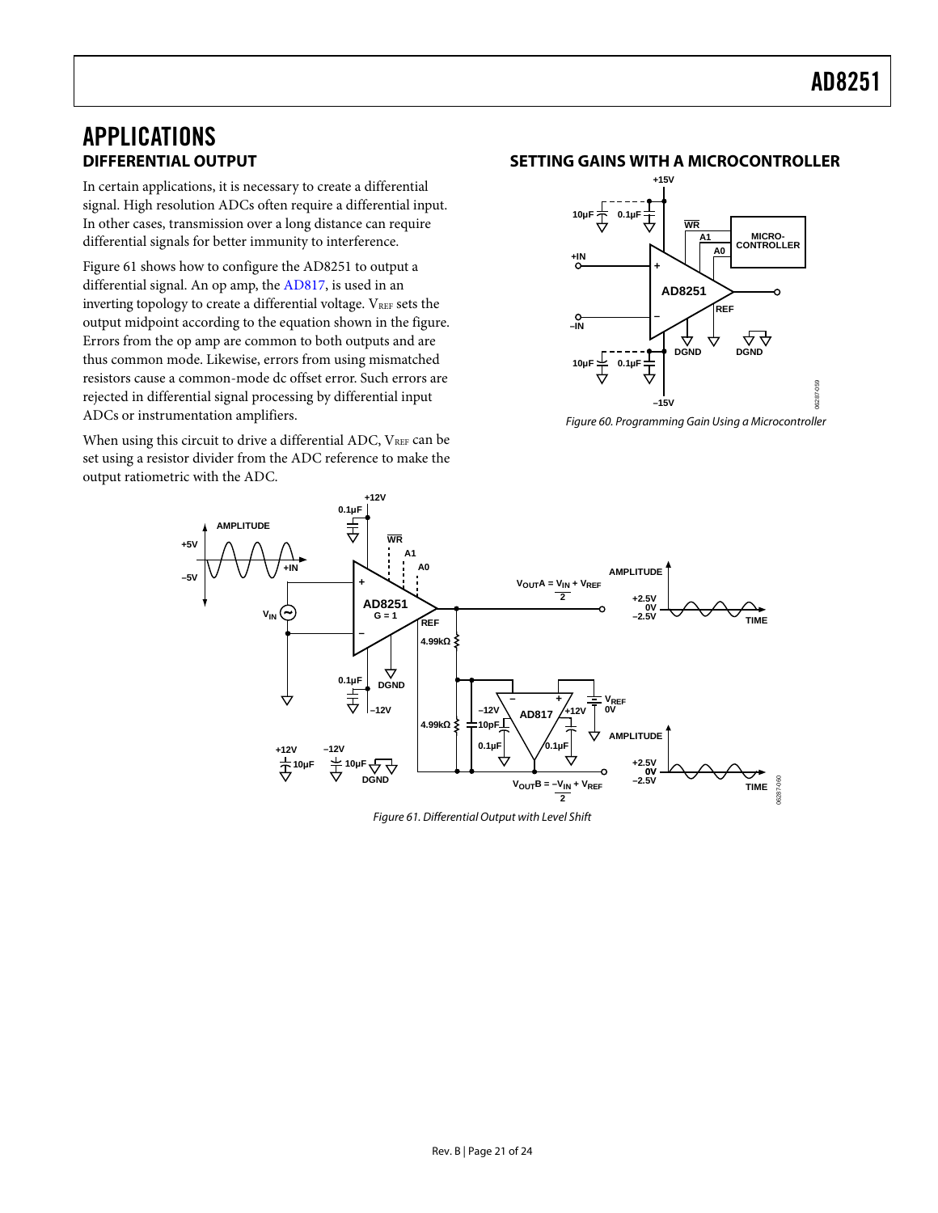# APPLICATIONS

## DIFFERENTIAL OUTPUT

In certain applications, it is necessary to create a differential signal. High resolution ADCs often require a differential input. In other cases, transmission over a long distance can require differential signals for better immunity to interference.

Figure 61 shows how to configure the AD8251 to output a differential signal. An op amp, the AD817, is used in an inverting topology to create a differential voltage. $V_{REF}$ sets the output midpoint according to the equation shown in the figure. Errors from the op amp are common to both outputs and are thus common mode. Likewise, errors from using mismatched resistors cause a common-mode dc offset error. Such errors are rejected in differential signal processing by differential input ADCs or instrumentation amplifiers.

When using this circuit to drive a differential ADC, $V_{REF}$ can be set using a resistor divider from the ADC reference to make the output ratiometric with the ADC.

## SETTING GAINS WITH A MICROCONTROLLER

*Figure 60. Programming Gain Using a Microcontroller*

*Figure 61. Differential Output with Level Shift*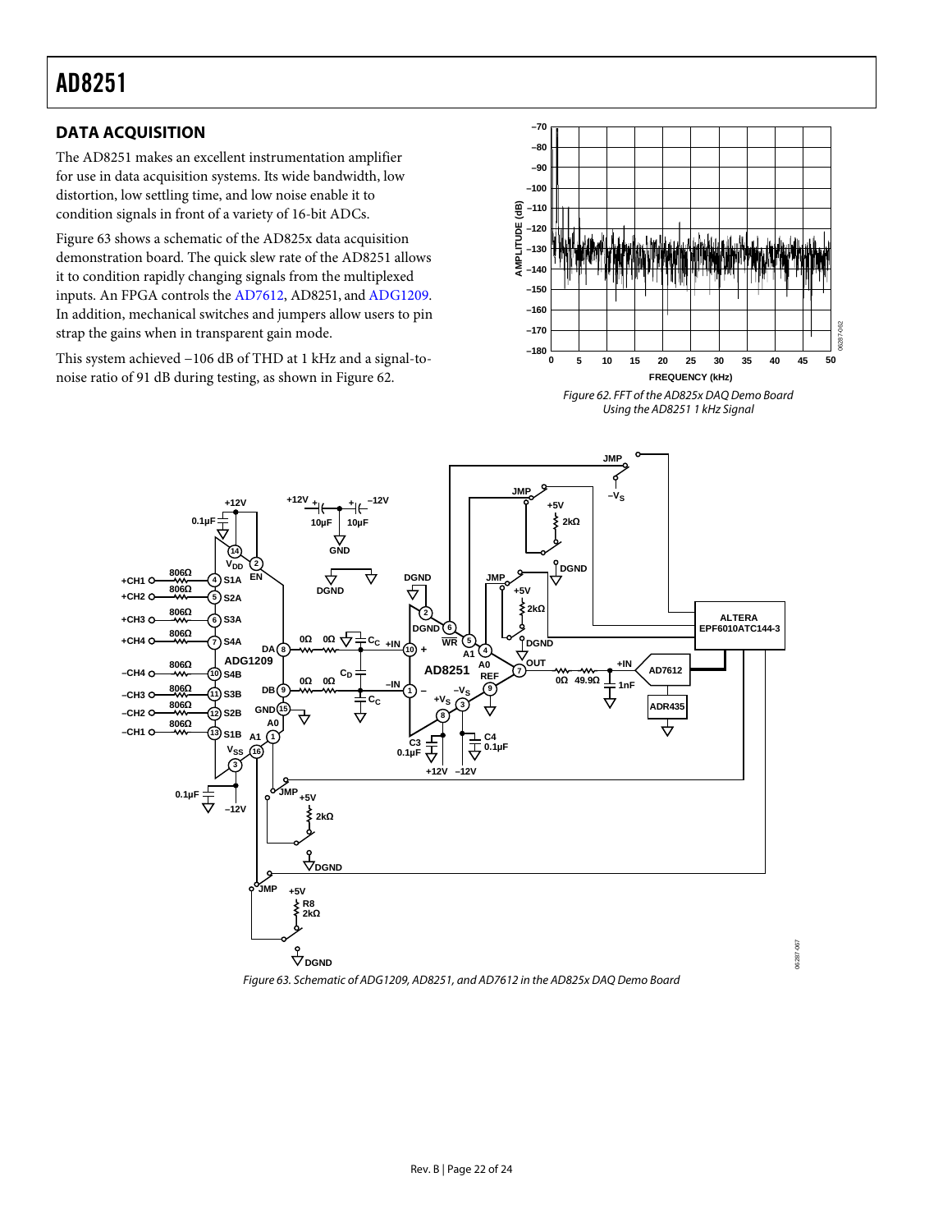## DATA ACQUISITION

The AD8251 makes an excellent instrumentation amplifier for use in data acquisition systems. Its wide bandwidth, low distortion, low settling time, and low noise enable it to condition signals in front of a variety of 16-bit ADCs.

Figure 63 shows a schematic of the AD825x data acquisition demonstration board. The quick slew rate of the AD8251 allows it to condition rapidly changing signals from the multiplexed inputs. An FPGA controls the AD7612, AD8251, and ADG1209. In addition, mechanical switches and jumpers allow users to pin strap the gains when in transparent gain mode.

This system achieved −106 dB of THD at 1 kHz and a signal-to-noise ratio of 91 dB during testing, as shown in Figure 62.

*Figure 62. FFT of the AD825x DAQ Demo Board Using the AD8251 1 kHz Signal*

*Figure 63. Schematic of ADG1209, AD8251, and AD7612 in the AD825x DAQ Demo Board*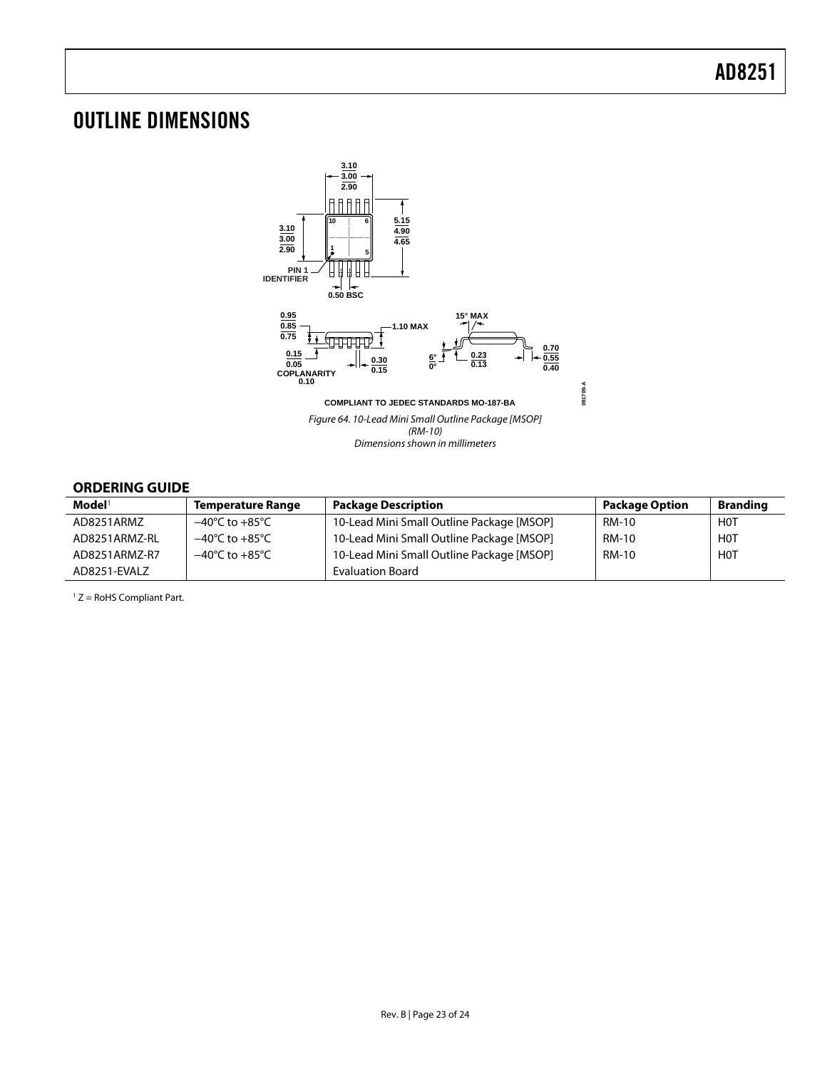# OUTLINE DIMENSIONS

COMPLIANT TO JEDEC STANDARDS MO-187-BA

*Figure 64. 10-Lead Mini Small Outline Package [MSOP]*
*(RM-10)*
*Dimensions shown in millimeters*

## ORDERING GUIDE

| Model[1] | Temperature Range | Package Description | Package Option | Branding |
|---|---|---|---|---|
| AD8251ARMZ | −40°C to +85°C | 10-Lead Mini Small Outline Package [MSOP] | RM-10 | H0T |
| AD8251ARMZ-RL | −40°C to +85°C | 10-Lead Mini Small Outline Package [MSOP] | RM-10 | H0T |
| AD8251ARMZ-R7 | −40°C to +85°C | 10-Lead Mini Small Outline Package [MSOP] | RM-10 | H0T |
| AD8251-EVALZ | | Evaluation Board | | |

[1] Z = RoHS Compliant Part.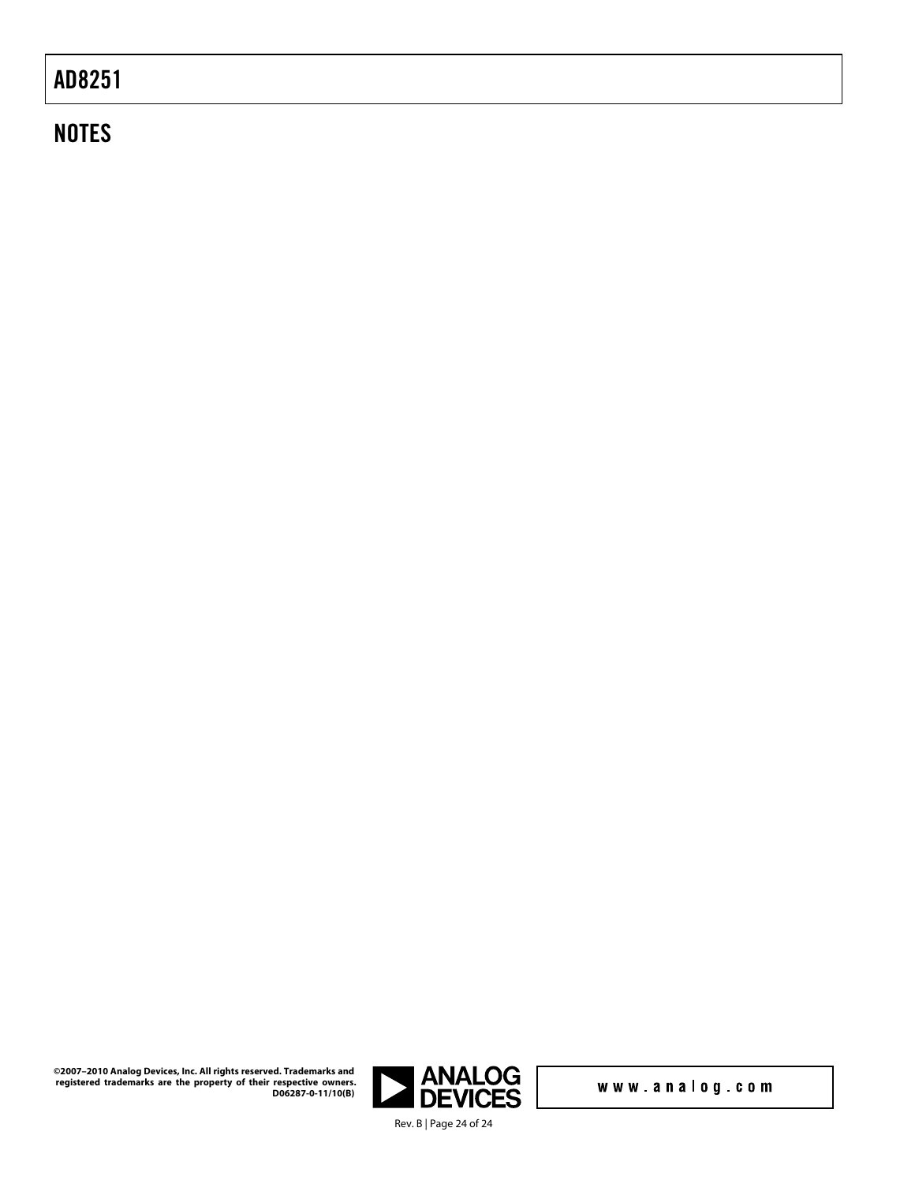# NOTES

©2007–2010 Analog Devices, Inc. All rights reserved. Trademarks and registered trademarks are the property of their respective owners.
D06287-0-11/10(B)

www.analog.com